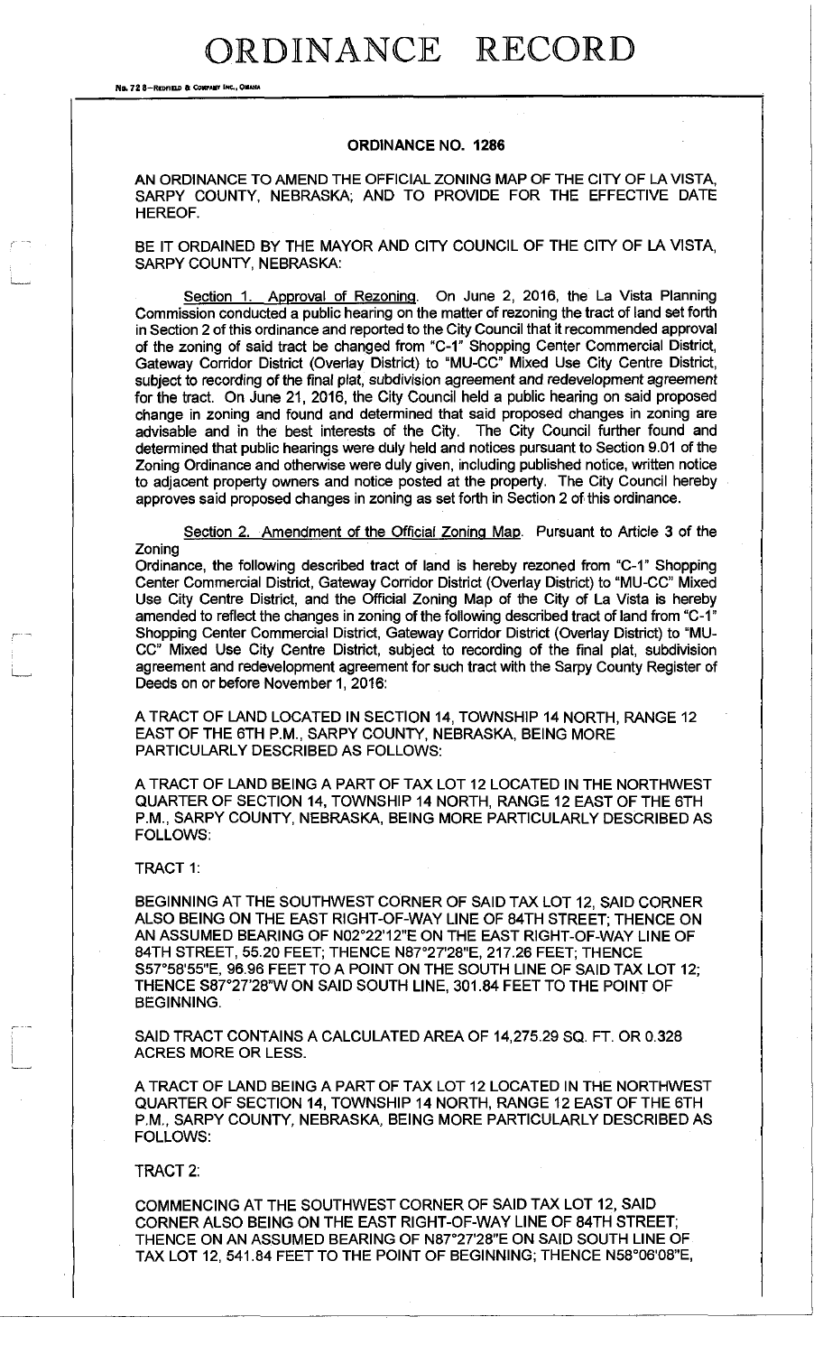# ORDINANCE RECORD

No. 72 8—REDFIELD & COMPANY INC., OMAHA

## ORDINANCE NO. 1286

AN ORDINANCE TO AMEND THE OFFICIAL ZONING MAP OF THE CITY OF LA VISTA, SARPY COUNTY, NEBRASKA; AND TO PROVIDE FOR THE EFFECTIVE DATE HEREOF.

BE IT ORDAINED BY THE MAYOR AND CITY COUNCIL OF THE CITY OF LA VISTA, SARPY COUNTY, NEBRASKA:

Section 1. Approval of Rezoning. On June 2, 2016, the La Vista Planning Commission conducted a public hearing on the matter of rezoning the tract of land set forth in Section 2 of this ordinance and reported to the City Council that it recommended approval of the zoning of said tract be changed from "C-1" Shopping Center Commercial District, Gateway Corridor District (Overlay District) to "MU-CC" Mixed Use City Centre District, subject to recording of the final plat, subdivision agreement and redevelopment agreement for the tract. On June 21, 2016, the City Council held a public hearing on said proposed change in zoning and found and determined that said proposed changes in zoning are advisable and in the best interests of the City. The City Council further found and determined that public hearings were duly held and notices pursuant to Section 9.01 of the Zoning Ordinance and otherwise were duly given, including published notice, written notice to adjacent property owners and notice posted at the property. The City Council hereby approves said proposed changes in zoning as set forth in Section 2 of this ordinance.

Section 2. Amendment of the Official Zoning Map. Pursuant to Article 3 of the Zoning Ordinance, the following described tract of land is hereby rezoned from "C-1" Shopping Center Commercial District, Gateway Corridor District (Overlay District) to "MU-CC" Mixed Use City Centre District, and the Official Zoning Map of the City of La Vista is hereby amended to reflect the changes in zoning of the following described tract of land from "C-1" Shopping Center Commercial District, Gateway Corridor District (Overlay District) to "MU-CC" Mixed Use City Centre District, subject to recording of the final plat, subdivision agreement and redevelopment agreement for such tract with the Sarpy County Register of Deeds on or before November 1, 2016:

A TRACT OF LAND LOCATED IN SECTION 14, TOWNSHIP 14 NORTH, RANGE 12 EAST OF THE 6TH P.M., SARPY COUNTY, NEBRASKA, BEING MORE PARTICULARLY DESCRIBED AS FOLLOWS:

A TRACT OF LAND BEING A PART OF TAX LOT 12 LOCATED IN THE NORTHWEST QUARTER OF SECTION 14, TOWNSHIP 14 NORTH, RANGE 12 EAST OF THE 6TH P.M., SARPY COUNTY, NEBRASKA, BEING MORE PARTICULARLY DESCRIBED AS FOLLOWS:

TRACT 1:

BEGINNING AT THE SOUTHWEST CORNER OF SAID TAX LOT 12, SAID CORNER ALSO BEING ON THE EAST RIGHT-OF-WAY LINE OF 84TH STREET; THENCE ON AN ASSUMED BEARING OF N02°22'12"E ON THE EAST RIGHT-OF-WAY LINE OF 84TH STREET, 55.20 FEET; THENCE N87°27'28"E, 217.26 FEET; THENCE S57°58'55"E, 96.96 FEET TO A POINT ON THE SOUTH LINE OF SAID TAX LOT 12; THENCE S87°27'28"W ON SAID SOUTH LINE, 301.84 FEET TO THE POINT OF BEGINNING.

SAID TRACT CONTAINS A CALCULATED AREA OF 14,275.29 SQ. FT. OR 0.328 ACRES MORE OR LESS.

A TRACT OF LAND BEING A PART OF TAX LOT 12 LOCATED IN THE NORTHWEST QUARTER OF SECTION 14, TOWNSHIP 14 NORTH, RANGE 12 EAST OF THE 6TH P.M., SARPY COUNTY, NEBRASKA, BEING MORE PARTICULARLY DESCRIBED AS FOLLOWS:

TRACT 2:

COMMENCING AT THE SOUTHWEST CORNER OF SAID TAX LOT 12, SAID CORNER ALSO BEING ON THE EAST RIGHT-OF-WAY LINE OF 84TH STREET; THENCE ON AN ASSUMED BEARING OF N87°27'28"E ON SAID SOUTH LINE OF TAX LOT 12, 541.84 FEET TO THE POINT OF BEGINNING; THENCE N58°06'08"E,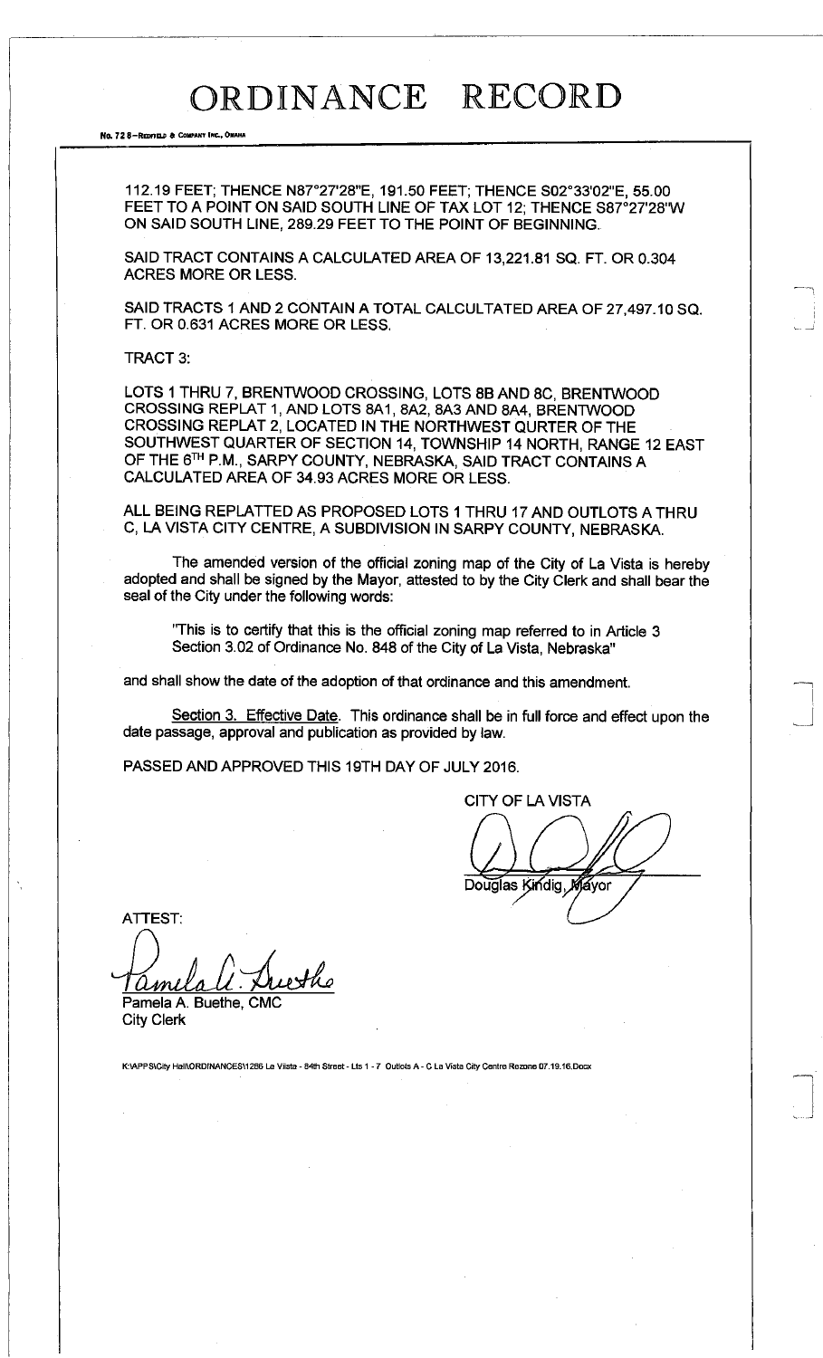# ORDINANCE RECORD

112.19 FEET; THENCE N87°27'28"E, 191.50 FEET; THENCE S02°33'02"E, 55.00 FEET TO A POINT ON SAID SOUTH LINE OF TAX LOT 12; THENCE S87°27'28"W ON SAID SOUTH LINE, 289.29 FEET TO THE POINT OF BEGINNING.

SAID TRACT CONTAINS A CALCULATED AREA OF 13,221.81 SQ. FT. OR 0.304 ACRES MORE OR LESS.

SAID TRACTS 1 AND 2 CONTAIN A TOTAL CALCULTATED AREA OF 27,497.10 SQ. FT. OR 0.631 ACRES MORE OR LESS.

TRACT 3:

LOTS 1 THRU 7, BRENTWOOD CROSSING, LOTS 8B AND 8C, BRENTWOOD CROSSING REPLAT 1, AND LOTS 8A1, 8A2, 8A3 AND 8A4, BRENTWOOD CROSSING REPLAT 2, LOCATED IN THE NORTHWEST QURTER OF THE SOUTHWEST QUARTER OF SECTION 14, TOWNSHIP 14 NORTH, RANGE 12 EAST OF THE 6TH P.M., SARPY COUNTY, NEBRASKA, SAID TRACT CONTAINS A CALCULATED AREA OF 34.93 ACRES MORE OR LESS.

ALL BEING REPLATTED AS PROPOSED LOTS 1 THRU 17 AND OUTLOTS A THRU C, LA VISTA CITY CENTRE, A SUBDIVISION IN SARPY COUNTY, NEBRASKA.

The amended version of the official zoning map of the City of La Vista is hereby adopted and shall be signed by the Mayor, attested to by the City Clerk and shall bear the seal of the City under the following words:

"This is to certify that this is the official zoning map referred to in Article 3 Section 3.02 of Ordinance No. 848 of the City of La Vista, Nebraska"

and shall show the date of the adoption of that ordinance and this amendment.

Section 3. Effective Date. This ordinance shall be in full force and effect upon the date passage, approval and publication as provided by law.

PASSED AND APPROVED THIS 19TH DAY OF JULY 2016.

CITY OF LA VISTA

Douglas Kindig, Mayor

ATTEST:

Pamela A. Buethe, CMC
City Clerk

K:\APPS\City Hall\ORDINANCES\1286 La Vista - 84th Street - Lts 1 - 7 Outlots A - C La Vista City Centre Rezone 07.19.16.Docx